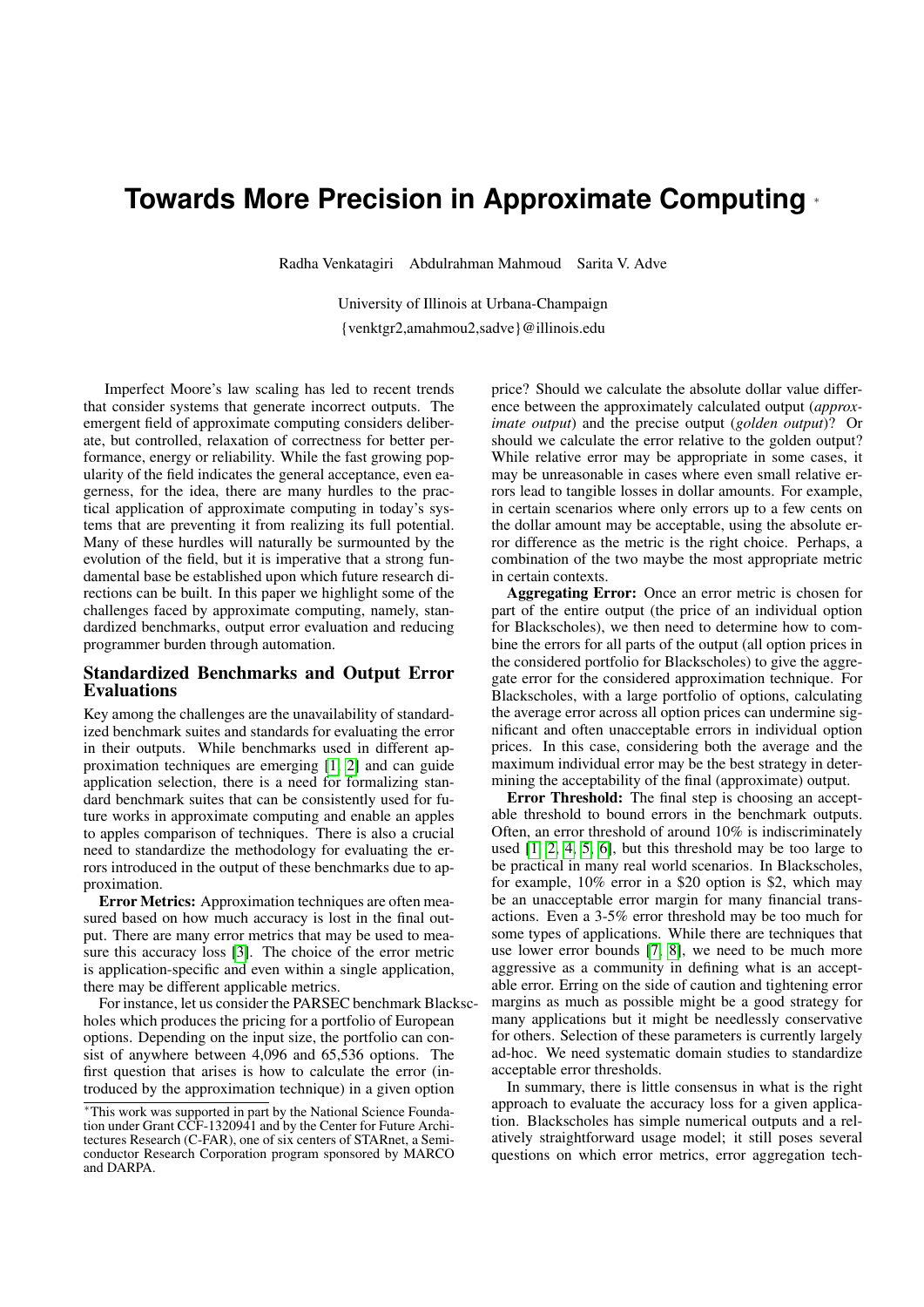# Towards More Precision in Approximate Computing [*]

Radha Venkatagiri Abdulrahman Mahmoud Sarita V. Adve

University of Illinois at Urbana-Champaign

{venktgr2,amahmou2,sadve}@illinois.edu

Imperfect Moore's law scaling has led to recent trends that consider systems that generate incorrect outputs. The emergent field of approximate computing considers deliberate, but controlled, relaxation of correctness for better performance, energy or reliability. While the fast growing popularity of the field indicates the general acceptance, even eagerness, for the idea, there are many hurdles to the practical application of approximate computing in today's systems that are preventing it from realizing its full potential. Many of these hurdles will naturally be surmounted by the evolution of the field, but it is imperative that a strong fundamental base be established upon which future research directions can be built. In this paper we highlight some of the challenges faced by approximate computing, namely, standardized benchmarks, output error evaluation and reducing programmer burden through automation.

## Standardized Benchmarks and Output Error Evaluations

Key among the challenges are the unavailability of standardized benchmark suites and standards for evaluating the error in their outputs. While benchmarks used in different approximation techniques are emerging [1, 2] and can guide application selection, there is a need for formalizing standard benchmark suites that can be consistently used for future works in approximate computing and enable an apples to apples comparison of techniques. There is also a crucial need to standardize the methodology for evaluating the errors introduced in the output of these benchmarks due to approximation.

**Error Metrics:** Approximation techniques are often measured based on how much accuracy is lost in the final output. There are many error metrics that may be used to measure this accuracy loss [3]. The choice of the error metric is application-specific and even within a single application, there may be different applicable metrics.

For instance, let us consider the PARSEC benchmark Blackscholes which produces the pricing for a portfolio of European options. Depending on the input size, the portfolio can consist of anywhere between 4,096 and 65,536 options. The first question that arises is how to calculate the error (introduced by the approximation technique) in a given option price? Should we calculate the absolute dollar value difference between the approximately calculated output (*approximate output*) and the precise output (*golden output*)? Or should we calculate the error relative to the golden output? While relative error may be appropriate in some cases, it may be unreasonable in cases where even small relative errors lead to tangible losses in dollar amounts. For example, in certain scenarios where only errors up to a few cents on the dollar amount may be acceptable, using the absolute error difference as the metric is the right choice. Perhaps, a combination of the two maybe the most appropriate metric in certain contexts.

**Aggregating Error:** Once an error metric is chosen for part of the entire output (the price of an individual option for Blackscholes), we then need to determine how to combine the errors for all parts of the output (all option prices in the considered portfolio for Blackscholes) to give the aggregate error for the considered approximation technique. For Blackscholes, with a large portfolio of options, calculating the average error across all option prices can undermine significant and often unacceptable errors in individual option prices. In this case, considering both the average and the maximum individual error may be the best strategy in determining the acceptability of the final (approximate) output.

**Error Threshold:** The final step is choosing an acceptable threshold to bound errors in the benchmark outputs. Often, an error threshold of around 10% is indiscriminately used [1, 2, 4, 5, 6], but this threshold may be too large to be practical in many real world scenarios. In Blackscholes, for example, 10% error in a \$20 option is \$2, which may be an unacceptable error margin for many financial transactions. Even a 3-5% error threshold may be too much for some types of applications. While there are techniques that use lower error bounds [7, 8], we need to be much more aggressive as a community in defining what is an acceptable error. Erring on the side of caution and tightening error margins as much as possible might be a good strategy for many applications but it might be needlessly conservative for others. Selection of these parameters is currently largely ad-hoc. We need systematic domain studies to standardize acceptable error thresholds.

In summary, there is little consensus in what is the right approach to evaluate the accuracy loss for a given application. Blackscholes has simple numerical outputs and a relatively straightforward usage model; it still poses several questions on which error metrics, error aggregation tech-

[*] This work was supported in part by the National Science Foundation under Grant CCF-1320941 and by the Center for Future Architectures Research (C-FAR), one of six centers of STARnet, a Semiconductor Research Corporation program sponsored by MARCO and DARPA.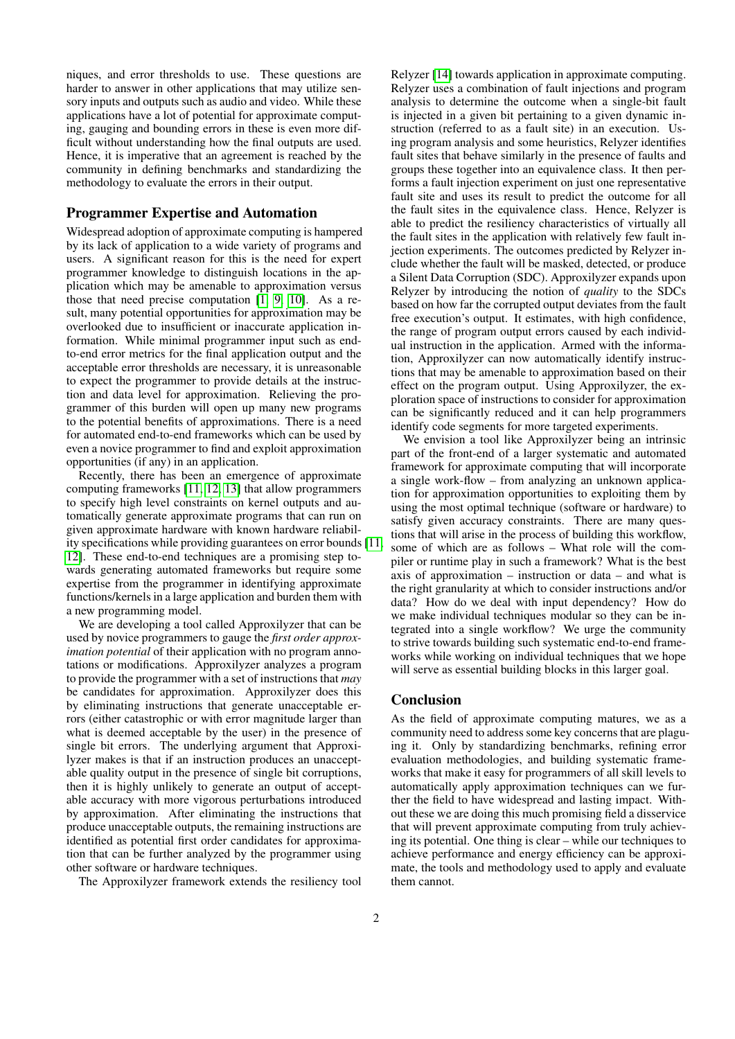niques, and error thresholds to use. These questions are harder to answer in other applications that may utilize sensory inputs and outputs such as audio and video. While these applications have a lot of potential for approximate computing, gauging and bounding errors in these is even more difficult without understanding how the final outputs are used. Hence, it is imperative that an agreement is reached by the community in defining benchmarks and standardizing the methodology to evaluate the errors in their output.

## Programmer Expertise and Automation

Widespread adoption of approximate computing is hampered by its lack of application to a wide variety of programs and users. A significant reason for this is the need for expert programmer knowledge to distinguish locations in the application which may be amenable to approximation versus those that need precise computation [1, 9, 10]. As a result, many potential opportunities for approximation may be overlooked due to insufficient or inaccurate application information. While minimal programmer input such as end-to-end error metrics for the final application output and the acceptable error thresholds are necessary, it is unreasonable to expect the programmer to provide details at the instruction and data level for approximation. Relieving the programmer of this burden will open up many new programs to the potential benefits of approximations. There is a need for automated end-to-end frameworks which can be used by even a novice programmer to find and exploit approximation opportunities (if any) in an application.

Recently, there has been an emergence of approximate computing frameworks [11, 12, 13] that allow programmers to specify high level constraints on kernel outputs and automatically generate approximate programs that can run on given approximate hardware with known hardware reliability specifications while providing guarantees on error bounds [11, 12]. These end-to-end techniques are a promising step towards generating automated frameworks but require some expertise from the programmer in identifying approximate functions/kernels in a large application and burden them with a new programming model.

We are developing a tool called Approxilyzer that can be used by novice programmers to gauge the *first order approximation potential* of their application with no program annotations or modifications. Approxilyzer analyzes a program to provide the programmer with a set of instructions that *may* be candidates for approximation. Approxilyzer does this by eliminating instructions that generate unacceptable errors (either catastrophic or with error magnitude larger than what is deemed acceptable by the user) in the presence of single bit errors. The underlying argument that Approxilyzer makes is that if an instruction produces an unacceptable quality output in the presence of single bit corruptions, then it is highly unlikely to generate an output of acceptable accuracy with more vigorous perturbations introduced by approximation. After eliminating the instructions that produce unacceptable outputs, the remaining instructions are identified as potential first order candidates for approximation that can be further analyzed by the programmer using other software or hardware techniques.

The Approxilyzer framework extends the resiliency tool Relyzer [14] towards application in approximate computing. Relyzer uses a combination of fault injections and program analysis to determine the outcome when a single-bit fault is injected in a given bit pertaining to a given dynamic instruction (referred to as a fault site) in an execution. Using program analysis and some heuristics, Relyzer identifies fault sites that behave similarly in the presence of faults and groups these together into an equivalence class. It then performs a fault injection experiment on just one representative fault site and uses its result to predict the outcome for all the fault sites in the equivalence class. Hence, Relyzer is able to predict the resiliency characteristics of virtually all the fault sites in the application with relatively few fault injection experiments. The outcomes predicted by Relyzer include whether the fault will be masked, detected, or produce a Silent Data Corruption (SDC). Approxilyzer expands upon Relyzer by introducing the notion of *quality* to the SDCs based on how far the corrupted output deviates from the fault free execution's output. It estimates, with high confidence, the range of program output errors caused by each individual instruction in the application. Armed with the information, Approxilyzer can now automatically identify instructions that may be amenable to approximation based on their effect on the program output. Using Approxilyzer, the exploration space of instructions to consider for approximation can be significantly reduced and it can help programmers identify code segments for more targeted experiments.

We envision a tool like Approxilyzer being an intrinsic part of the front-end of a larger systematic and automated framework for approximate computing that will incorporate a single work-flow – from analyzing an unknown application for approximation opportunities to exploiting them by using the most optimal technique (software or hardware) to satisfy given accuracy constraints. There are many questions that will arise in the process of building this workflow, some of which are as follows – What role will the compiler or runtime play in such a framework? What is the best axis of approximation – instruction or data – and what is the right granularity at which to consider instructions and/or data? How do we deal with input dependency? How do we make individual techniques modular so they can be integrated into a single workflow? We urge the community to strive towards building such systematic end-to-end frameworks while working on individual techniques that we hope will serve as essential building blocks in this larger goal.

## Conclusion

As the field of approximate computing matures, we as a community need to address some key concerns that are plaguing it. Only by standardizing benchmarks, refining error evaluation methodologies, and building systematic frameworks that make it easy for programmers of all skill levels to automatically apply approximation techniques can we further the field to have widespread and lasting impact. Without these we are doing this much promising field a disservice that will prevent approximate computing from truly achieving its potential. One thing is clear – while our techniques to achieve performance and energy efficiency can be approximate, the tools and methodology used to apply and evaluate them cannot.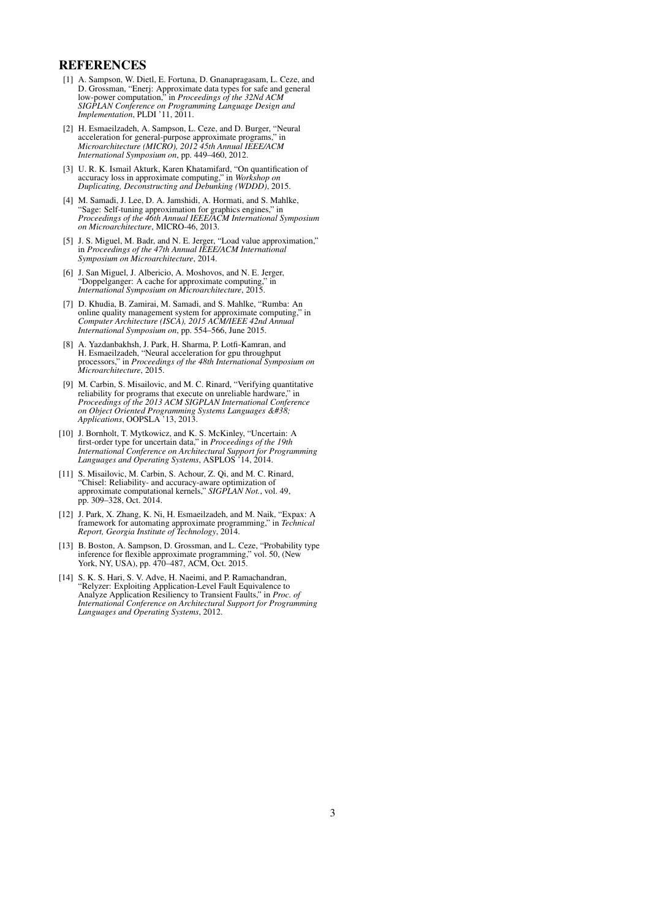## REFERENCES

[1] A. Sampson, W. Dietl, E. Fortuna, D. Gnanapragasam, L. Ceze, and D. Grossman, "Enerj: Approximate data types for safe and general low-power computation," in *Proceedings of the 32Nd ACM SIGPLAN Conference on Programming Language Design and Implementation*, PLDI '11, 2011.

[2] H. Esmaeilzadeh, A. Sampson, L. Ceze, and D. Burger, "Neural acceleration for general-purpose approximate programs," in *Microarchitecture (MICRO), 2012 45th Annual IEEE/ACM International Symposium on*, pp. 449–460, 2012.

[3] U. R. K. Ismail Akturk, Karen Khatamifard, "On quantification of accuracy loss in approximate computing," in *Workshop on Duplicating, Deconstructing and Debunking (WDDD)*, 2015.

[4] M. Samadi, J. Lee, D. A. Jamshidi, A. Hormati, and S. Mahlke, "Sage: Self-tuning approximation for graphics engines," in *Proceedings of the 46th Annual IEEE/ACM International Symposium on Microarchitecture*, MICRO-46, 2013.

[5] J. S. Miguel, M. Badr, and N. E. Jerger, "Load value approximation," in *Proceedings of the 47th Annual IEEE/ACM International Symposium on Microarchitecture*, 2014.

[6] J. San Miguel, J. Albericio, A. Moshovos, and N. E. Jerger, "Doppelganger: A cache for approximate computing," in *International Symposium on Microarchitecture*, 2015.

[7] D. Khudia, B. Zamirai, M. Samadi, and S. Mahlke, "Rumba: An online quality management system for approximate computing," in *Computer Architecture (ISCA), 2015 ACM/IEEE 42nd Annual International Symposium on*, pp. 554–566, June 2015.

[8] A. Yazdanbakhsh, J. Park, H. Sharma, P. Lotfi-Kamran, and H. Esmaeilzadeh, "Neural acceleration for gpu throughput processors," in *Proceedings of the 48th International Symposium on Microarchitecture*, 2015.

[9] M. Carbin, S. Misailovic, and M. C. Rinard, "Verifying quantitative reliability for programs that execute on unreliable hardware," in *Proceedings of the 2013 ACM SIGPLAN International Conference on Object Oriented Programming Systems Languages &#38; Applications*, OOPSLA '13, 2013.

[10] J. Bornholt, T. Mytkowicz, and K. S. McKinley, "Uncertain: A first-order type for uncertain data," in *Proceedings of the 19th International Conference on Architectural Support for Programming Languages and Operating Systems*, ASPLOS '14, 2014.

[11] S. Misailovic, M. Carbin, S. Achour, Z. Qi, and M. C. Rinard, "Chisel: Reliability- and accuracy-aware optimization of approximate computational kernels," *SIGPLAN Not.*, vol. 49, pp. 309–328, Oct. 2014.

[12] J. Park, X. Zhang, K. Ni, H. Esmaeilzadeh, and M. Naik, "Expax: A framework for automating approximate programming," in *Technical Report, Georgia Institute of Technology*, 2014.

[13] B. Boston, A. Sampson, D. Grossman, and L. Ceze, "Probability type inference for flexible approximate programming," vol. 50, (New York, NY, USA), pp. 470–487, ACM, Oct. 2015.

[14] S. K. S. Hari, S. V. Adve, H. Naeimi, and P. Ramachandran, "Relyzer: Exploiting Application-Level Fault Equivalence to Analyze Application Resiliency to Transient Faults," in *Proc. of International Conference on Architectural Support for Programming Languages and Operating Systems*, 2012.